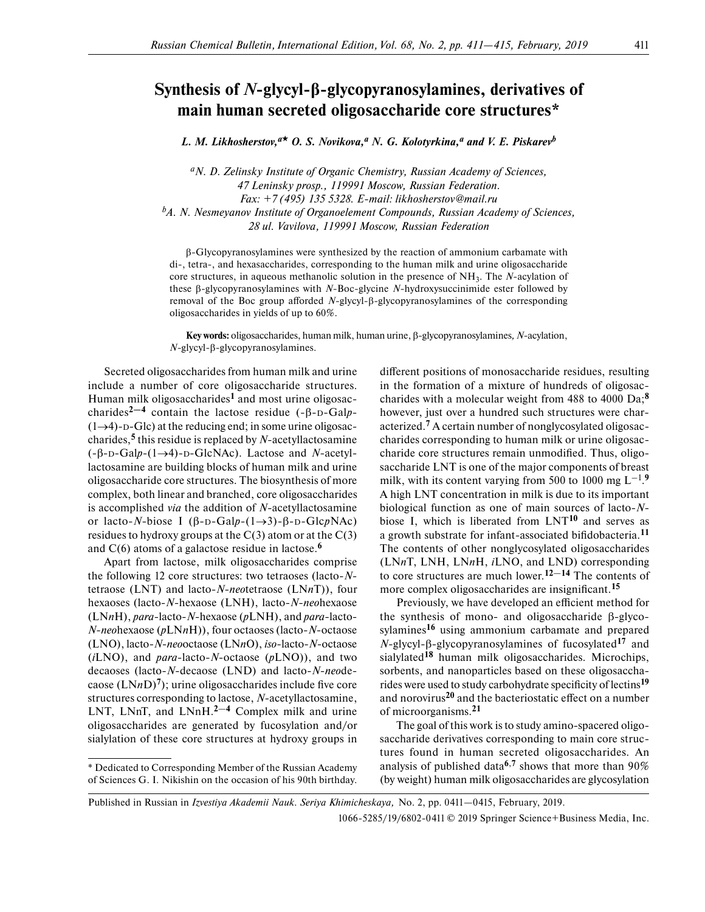# Synthesis of *N*-glycyl-β-glycopyranosylamines, derivatives of main human secreted oligosaccharide core structures*

***L. M. Likhosherstov,**[a★] **O. S. Novikova,**[a] **N. G. Kolotyrkina,**[a] **and V. E. Piskarev**[b]*

[a]*N. D. Zelinsky Institute of Organic Chemistry, Russian Academy of Sciences, 47 Leninsky prosp., 119991 Moscow, Russian Federation. Fax: +7 (495) 135 5328. E-mail: likhosherstov@mail.ru*

[b]*A. N. Nesmeyanov Institute of Organoelement Compounds, Russian Academy of Sciences, 28 ul. Vavilova, 119991 Moscow, Russian Federation*

β-Glycopyranosylamines were synthesized by the reaction of ammonium carbamate with di-, tetra-, and hexasaccharides, corresponding to the human milk and urine oligosaccharide core structures, in aqueous methanolic solution in the presence of $NH_3$. The *N*-acylation of these β-glycopyranosylamines with *N*-Boc-glycine *N*-hydroxysuccinimide ester followed by removal of the Boc group afforded *N*-glycyl-β-glycopyranosylamines of the corresponding oligosaccharides in yields of up to 60%.

**Key words:** oligosaccharides, human milk, human urine, β-glycopyranosylamines, *N*-acylation, *N*-glycyl-β-glycopyranosylamines.

Secreted oligosaccharides from human milk and urine include a number of core oligosaccharide structures. Human milk oligosaccharides[1] and most urine oligosaccharides[2—4] contain the lactose residue (-β-D-Gal*p*-(1→4)-D-Glc) at the reducing end; in some urine oligosaccharides,[5] this residue is replaced by *N*-acetyllactosamine (-β-D-Gal*p*-(1→4)-D-GlcNAc). Lactose and *N*-acetyllactosamine are building blocks of human milk and urine oligosaccharide core structures. The biosynthesis of more complex, both linear and branched, core oligosaccharides is accomplished *via* the addition of *N*-acetyllactosamine or lacto-*N*-biose I (β-D-Gal*p*-(1→3)-β-D-Glc*p*NAc) residues to hydroxy groups at the C(3) atom or at the C(3) and C(6) atoms of a galactose residue in lactose.[6]

Apart from lactose, milk oligosaccharides comprise the following 12 core structures: two tetraoses (lacto-*N*-tetraose (LNT) and lacto-*N*-*neo*tetraose (LN*n*T)), four hexaoses (lacto-*N*-hexaose (LNH), lacto-*N*-*neo*hexaose (LN*n*H), *para*-lacto-*N*-hexaose (*p*LNH), and *para*-lacto-*N*-*neo*hexaose (*p*LN*n*H)), four octaoses (lacto-*N*-octaose (LNO), lacto-*N*-*neo*octaose (LN*n*O), *iso*-lacto-*N*-octaose (*i*LNO), and *para*-lacto-*N*-octaose (*p*LNO)), and two decaoses (lacto-*N*-decaose (LND) and lacto-*N*-*neo*decaose (LN*n*D)[7]); urine oligosaccharides include five core structures corresponding to lactose, *N*-acetyllactosamine, LNT, LN*n*T, and LN*n*H.[2—4] Complex milk and urine oligosaccharides are generated by fucosylation and/or sialylation of these core structures at hydroxy groups in different positions of monosaccharide residues, resulting in the formation of a mixture of hundreds of oligosaccharides with a molecular weight from 488 to 4000 Da;[8] however, just over a hundred such structures were characterized.[7] A certain number of nonglycosylated oligosaccharides corresponding to human milk or urine oligosaccharide core structures remain unmodified. Thus, oligosaccharide LNT is one of the major components of breast milk, with its content varying from 500 to 1000 mg $L^{-1}$.[9] A high LNT concentration in milk is due to its important biological function as one of main sources of lacto-*N*-biose I, which is liberated from LNT[10] and serves as a growth substrate for infant-associated bifidobacteria.[11] The contents of other nonglycosylated oligosaccharides (LN*n*T, LNH, LN*n*H, *i*LNO, and LND) corresponding to core structures are much lower.[12—14] The contents of more complex oligosaccharides are insignificant.[15]

Previously, we have developed an efficient method for the synthesis of mono- and oligosaccharide β-glycosylamines[16] using ammonium carbamate and prepared *N*-glycyl-β-glycopyranosylamines of fucosylated[17] and sialylated[18] human milk oligosaccharides. Microchips, sorbents, and nanoparticles based on these oligosaccharides were used to study carbohydrate specificity of lectins[19] and norovirus[20] and the bacteriostatic effect on a number of microorganisms.[21]

The goal of this work is to study amino-spacered oligosaccharide derivatives corresponding to main core structures found in human secreted oligosaccharides. An analysis of published data[6,7] shows that more than 90% (by weight) human milk oligosaccharides are glycosylation

---

\* Dedicated to Corresponding Member of the Russian Academy of Sciences G. I. Nikishin on the occasion of his 90th birthday.

Published in Russian in *Izvestiya Akademii Nauk. Seriya Khimicheskaya*, No. 2, pp. 0411—0415, February, 2019.

1066-5285/19/6802-0411 © 2019 Springer Science+Business Media, Inc.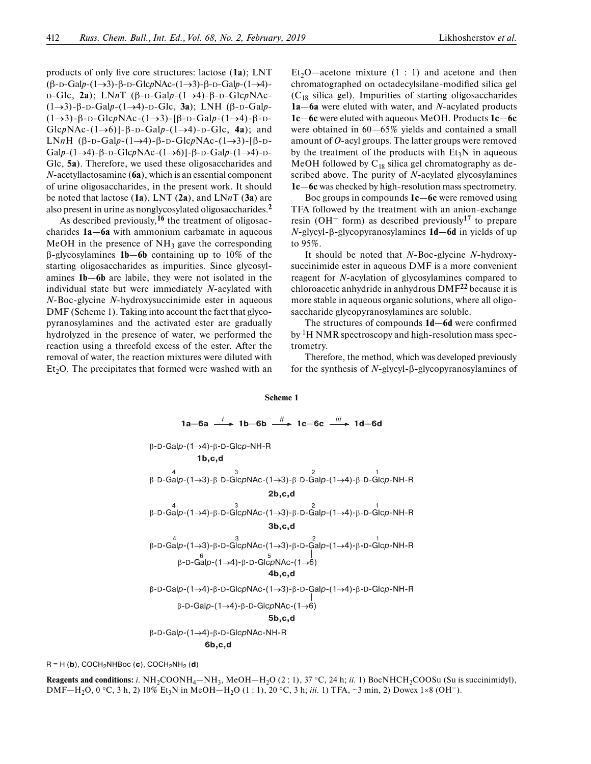products of only five core structures: lactose (**1a**); LNT (β-D-Gal*p*-(1→3)-β-D-Glc*p*NAc-(1→3)-β-D-Gal*p*-(1→4)-D-Glc, **2a**); LN*n*T (β-D-Gal*p*-(1→4)-β-D-Glc*p*NAc-(1→3)-β-D-Gal*p*-(1→4)-D-Glc, **3a**); LNH (β-D-Gal*p*-(1→3)-β-D-Glc*p*NAc-(1→3)-[β-D-Gal*p*-(1→4)-β-D-Glc*p*NAc-(1→6)]-β-D-Gal*p*-(1→4)-D-Glc, **4a**); and LN*n*H (β-D-Gal*p*-(1→4)-β-D-Glc*p*NAc-(1→3)-[β-D-Gal*p*-(1→4)-β-D-Glc*p*NAc-(1→6)]-β-D-Gal*p*-(1→4)-D-Glc, **5a**). Therefore, we used these oligosaccharides and *N*-acetyllactosamine (**6a**), which is an essential component of urine oligosaccharides, in the present work. It should be noted that lactose (**1a**), LNT (**2a**), and LN*n*T (**3a**) are also present in urine as nonglycosylated oligosaccharides.[2]

As described previously,[16] the treatment of oligosaccharides **1a**—**6a** with ammonium carbamate in aqueous MeOH in the presence of $NH_3$ gave the corresponding β-glycosylamines **1b**—**6b** containing up to 10% of the starting oligosaccharides as impurities. Since glycosylamines **1b**—**6b** are labile, they were not isolated in the individual state but were immediately *N*-acylated with *N*-Boc-glycine *N*-hydroxysuccinimide ester in aqueous DMF (Scheme 1). Taking into account the fact that glycopyranosylamines and the activated ester are gradually hydrolyzed in the presence of water, we performed the reaction using a threefold excess of the ester. After the removal of water, the reaction mixtures were diluted with $Et_2O$. The precipitates that formed were washed with an $Et_2O$—acetone mixture (1 : 1) and acetone and then chromatographed on octadecylsilane-modified silica gel ($C_{18}$ silica gel). Impurities of starting oligosaccharides **1a**—**6a** were eluted with water, and *N*-acylated products **1c**—**6c** were eluted with aqueous MeOH. Products **1c**—**6c** were obtained in 60—65% yields and contained a small amount of *O*-acyl groups. The latter groups were removed by the treatment of the products with $Et_3N$ in aqueous MeOH followed by $C_{18}$ silica gel chromatography as described above. The purity of *N*-acylated glycosylamines **1c**—**6c** was checked by high-resolution mass spectrometry.

Boc groups in compounds **1c**—**6c** were removed using TFA followed by the treatment with an anion-exchange resin ($OH^-$ form) as described previously[17] to prepare *N*-glycyl-β-glycopyranosylamines **1d**—**6d** in yields of up to 95%.

It should be noted that *N*-Boc-glycine *N*-hydroxysuccinimide ester in aqueous DMF is a more convenient reagent for *N*-acylation of glycosylamines compared to chloroacetic anhydride in anhydrous DMF[22] because it is more stable in aqueous organic solutions, where all oligosaccharide glycopyranosylamines are soluble.

The structures of compounds **1d**—**6d** were confirmed by $^1H$ NMR spectroscopy and high-resolution mass spectrometry.

Therefore, the method, which was developed previously for the synthesis of *N*-glycyl-β-glycopyranosylamines of

**Scheme 1**

**1a**—**6a** $\xrightarrow{i}$ **1b**—**6b** $\xrightarrow{ii}$ **1c**—**6c** $\xrightarrow{iii}$ **1d**—**6d**

β-D-Gal*p*-(1→4)-β-D-Glc*p*-NH-R
**1b,c,d**

β-D-Gal*p*[4]-(1→3)-β-D-Glc*p*NAc[3]-(1→3)-β-D-Gal*p*[2]-(1→4)-β-D-Glc*p*[1]-NH-R
**2b,c,d**

β-D-Gal*p*[4]-(1→4)-β-D-Glc*p*NAc[3]-(1→3)-β-D-Gal*p*[2]-(1→4)-β-D-Glc*p*[1]-NH-R
**3b,c,d**

β-D-Gal*p*[4]-(1→3)-β-D-Glc*p*NAc[3]-(1→3)-β-D-Gal*p*[2]-(1→4)-β-D-Glc*p*[1]-NH-R
β-D-Gal*p*[6]-(1→4)-β-D-Glc*p*NAc[5]-(1→6) (linked to Gal*p*[2])
**4b,c,d**

β-D-Gal*p*-(1→4)-β-D-Glc*p*NAc-(1→3)-β-D-Gal*p*-(1→4)-β-D-Glc*p*-NH-R
β-D-Gal*p*-(1→4)-β-D-Glc*p*NAc-(1→6) (linked to Gal*p*)
**5b,c,d**

β-D-Gal*p*-(1→4)-β-D-Glc*p*NAc-NH-R
**6b,c,d**

R = H (**b**), $COCH_2NHBoc$ (**c**), $COCH_2NH_2$ (**d**)

**Reagents and conditions:** *i.* $NH_2COONH_4$—$NH_3$, MeOH—$H_2O$ (2 : 1), 37 °C, 24 h; *ii.* 1) $BocNHCH_2COOSu$ (Su is succinimidyl), DMF—$H_2O$, 0 °C, 3 h, 2) 10% $Et_3N$ in MeOH—$H_2O$ (1 : 1), 20 °C, 3 h; *iii.* 1) TFA, ~3 min, 2) Dowex 1×8 ($OH^-$).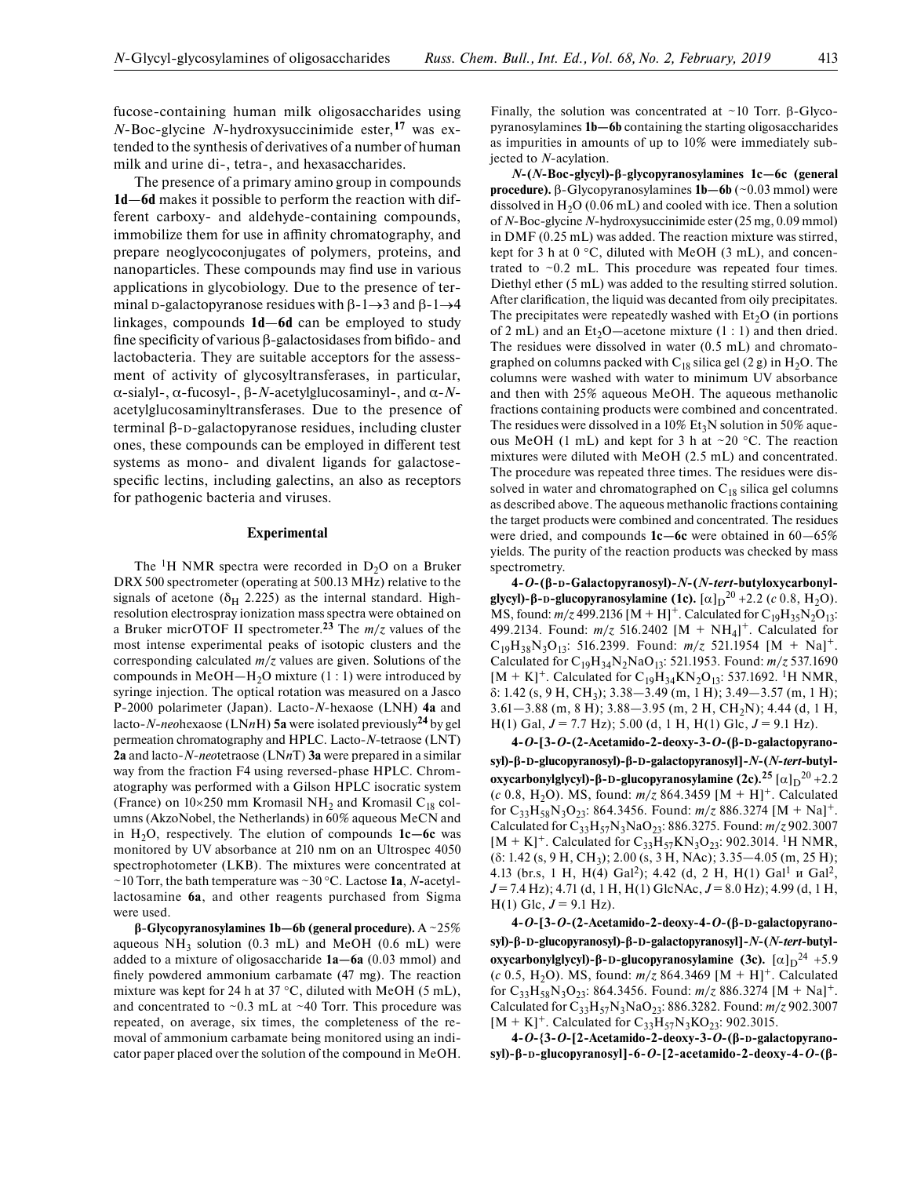fucose-containing human milk oligosaccharides using *N*-Boc-glycine *N*-hydroxysuccinimide ester,[17] was extended to the synthesis of derivatives of a number of human milk and urine di-, tetra-, and hexasaccharides.

The presence of a primary amino group in compounds **1d**—**6d** makes it possible to perform the reaction with different carboxy- and aldehyde-containing compounds, immobilize them for use in affinity chromatography, and prepare neoglycoconjugates of polymers, proteins, and nanoparticles. These compounds may find use in various applications in glycobiology. Due to the presence of terminal D-galactopyranose residues with β-1→3 and β-1→4 linkages, compounds **1d**—**6d** can be employed to study fine specificity of various β-galactosidases from bifido- and lactobacteria. They are suitable acceptors for the assessment of activity of glycosyltransferases, in particular, α-sialyl-, α-fucosyl-, β-*N*-acetylglucosaminyl-, and α-*N*-acetylglucosaminyltransferases. Due to the presence of terminal β-D-galactopyranose residues, including cluster ones, these compounds can be employed in different test systems as mono- and divalent ligands for galactose-specific lectins, including galectins, an also as receptors for pathogenic bacteria and viruses.

## Experimental

The $^1$H NMR spectra were recorded in $D_2O$ on a Bruker DRX 500 spectrometer (operating at 500.13 MHz) relative to the signals of acetone ($\delta_H$ 2.225) as the internal standard. High-resolution electrospray ionization mass spectra were obtained on a Bruker micrOTOF II spectrometer.[23] The *m/z* values of the most intense experimental peaks of isotopic clusters and the corresponding calculated *m/z* values are given. Solutions of the compounds in MeOH—$H_2O$ mixture (1 : 1) were introduced by syringe injection. The optical rotation was measured on a Jasco P-2000 polarimeter (Japan). Lacto-*N*-hexaose (LNH) **4a** and lacto-*N*-*neo*hexaose (LN*n*H) **5a** were isolated previously[24] by gel permeation chromatography and HPLC. Lacto-*N*-tetraose (LNT) **2a** and lacto-*N*-*neo*tetraose (LN*n*T) **3a** were prepared in a similar way from the fraction F4 using reversed-phase HPLC. Chromatography was performed with a Gilson HPLC isocratic system (France) on 10×250 mm Kromasil $NH_2$ and Kromasil $C_{18}$ columns (AkzoNobel, the Netherlands) in 60% aqueous MeCN and in $H_2O$, respectively. The elution of compounds **1c**—**6c** was monitored by UV absorbance at 210 nm on an Ultrospec 4050 spectrophotometer (LKB). The mixtures were concentrated at ~10 Torr, the bath temperature was ~30 °C. Lactose **1a**, *N*-acetyllactosamine **6a**, and other reagents purchased from Sigma were used.

**β-Glycopyranosylamines 1b—6b (general procedure).** A ~25% aqueous $NH_3$ solution (0.3 mL) and MeOH (0.6 mL) were added to a mixture of oligosaccharide **1a**—**6a** (0.03 mmol) and finely powdered ammonium carbamate (47 mg). The reaction mixture was kept for 24 h at 37 °C, diluted with MeOH (5 mL), and concentrated to ~0.3 mL at ~40 Torr. This procedure was repeated, on average, six times, the completeness of the removal of ammonium carbamate being monitored using an indicator paper placed over the solution of the compound in MeOH. Finally, the solution was concentrated at ~10 Torr. β-Glycopyranosylamines **1b**—**6b** containing the starting oligosaccharides as impurities in amounts of up to 10% were immediately subjected to *N*-acylation.

***N*-(*N*-Boc-glycyl)-β-glycopyranosylamines 1c—6c (general procedure).** β-Glycopyranosylamines **1b**—**6b** (~0.03 mmol) were dissolved in $H_2O$ (0.06 mL) and cooled with ice. Then a solution of *N*-Boc-glycine *N*-hydroxysuccinimide ester (25 mg, 0.09 mmol) in DMF (0.25 mL) was added. The reaction mixture was stirred, kept for 3 h at 0 °C, diluted with MeOH (3 mL), and concentrated to ~0.2 mL. This procedure was repeated four times. Diethyl ether (5 mL) was added to the resulting stirred solution. After clarification, the liquid was decanted from oily precipitates. The precipitates were repeatedly washed with $Et_2O$ (in portions of 2 mL) and an $Et_2O$—acetone mixture (1 : 1) and then dried. The residues were dissolved in water (0.5 mL) and chromatographed on columns packed with $C_{18}$ silica gel (2 g) in $H_2O$. The columns were washed with water to minimum UV absorbance and then with 25% aqueous MeOH. The aqueous methanolic fractions containing products were combined and concentrated. The residues were dissolved in a 10% $Et_3N$ solution in 50% aqueous MeOH (1 mL) and kept for 3 h at ~20 °C. The reaction mixtures were diluted with MeOH (2.5 mL) and concentrated. The procedure was repeated three times. The residues were dissolved in water and chromatographed on $C_{18}$ silica gel columns as described above. The aqueous methanolic fractions containing the target products were combined and concentrated. The residues were dried, and compounds **1c**—**6c** were obtained in 60—65% yields. The purity of the reaction products was checked by mass spectrometry.

**4-*O*-(β-D-Galactopyranosyl)-*N*-(*N*-*tert*-butyloxycarbonylglycyl)-β-D-glucopyranosylamine (1c).** $[\alpha]_D^{20}$ +2.2 (*c* 0.8, $H_2O$). MS, found: *m/z* 499.2136 [M + H]$^+$. Calculated for $C_{19}H_{35}N_2O_{13}$: 499.2134. Found: *m/z* 516.2402 [M + $NH_4$]$^+$. Calculated for $C_{19}H_{38}N_3O_{13}$: 516.2399. Found: *m/z* 521.1954 [M + Na]$^+$. Calculated for $C_{19}H_{34}N_2NaO_{13}$: 521.1953. Found: *m/z* 537.1690 [M + K]$^+$. Calculated for $C_{19}H_{34}KN_2O_{13}$: 537.1692. $^1$H NMR, δ: 1.42 (s, 9 H, $CH_3$); 3.38—3.49 (m, 1 H); 3.49—3.57 (m, 1 H); 3.61—3.88 (m, 8 H); 3.88—3.95 (m, 2 H, $CH_2N$); 4.44 (d, 1 H, H(1) Gal, *J* = 7.7 Hz); 5.00 (d, 1 H, H(1) Glc, *J* = 9.1 Hz).

**4-*O*-[3-*O*-(2-Acetamido-2-deoxy-3-*O*-(β-D-galactopyranosyl)-β-D-glucopyranosyl)-β-D-galactopyranosyl]-*N*-(*N*-*tert*-butyloxycarbonylglycyl)-β-D-glucopyranosylamine (2c).[25]** $[\alpha]_D^{20}$ +2.2 (*c* 0.8, $H_2O$). MS, found: *m/z* 864.3459 [M + H]$^+$. Calculated for $C_{33}H_{58}N_3O_{23}$: 864.3456. Found: *m/z* 886.3274 [M + Na]$^+$. Calculated for $C_{33}H_{57}N_3NaO_{23}$: 886.3275. Found: *m/z* 902.3007 [M + K]$^+$. Calculated for $C_{33}H_{57}KN_3O_{23}$: 902.3014. $^1$H NMR, (δ: 1.42 (s, 9 H, $CH_3$); 2.00 (s, 3 H, NAc); 3.35—4.05 (m, 25 H); 4.13 (br.s, 1 H, H(4) Gal$^2$); 4.42 (d, 2 H, H(1) Gal$^1$ и Gal$^2$, *J* = 7.4 Hz); 4.71 (d, 1 H, H(1) GlcNAc, *J* = 8.0 Hz); 4.99 (d, 1 H, H(1) Glc, *J* = 9.1 Hz).

**4-*O*-[3-*O*-(2-Acetamido-2-deoxy-4-*O*-(β-D-galactopyranosyl)-β-D-glucopyranosyl)-β-D-galactopyranosyl]-*N*-(*N*-*tert*-butyloxycarbonylglycyl)-β-D-glucopyranosylamine (3c).** $[\alpha]_D^{24}$ +5.9 (*c* 0.5, $H_2O$). MS, found: *m/z* 864.3469 [M + H]$^+$. Calculated for $C_{33}H_{58}N_3O_{23}$: 864.3456. Found: *m/z* 886.3274 [M + Na]$^+$. Calculated for $C_{33}H_{57}N_3NaO_{23}$: 886.3282. Found: *m/z* 902.3007 [M + K]$^+$. Calculated for $C_{33}H_{57}N_3KO_{23}$: 902.3015.

**4-*O*-{3-*O*-[2-Acetamido-2-deoxy-3-*O*-(β-D-galactopyranosyl)-β-D-glucopyranosyl]-6-*O*-[2-acetamido-2-deoxy-4-*O*-(β-**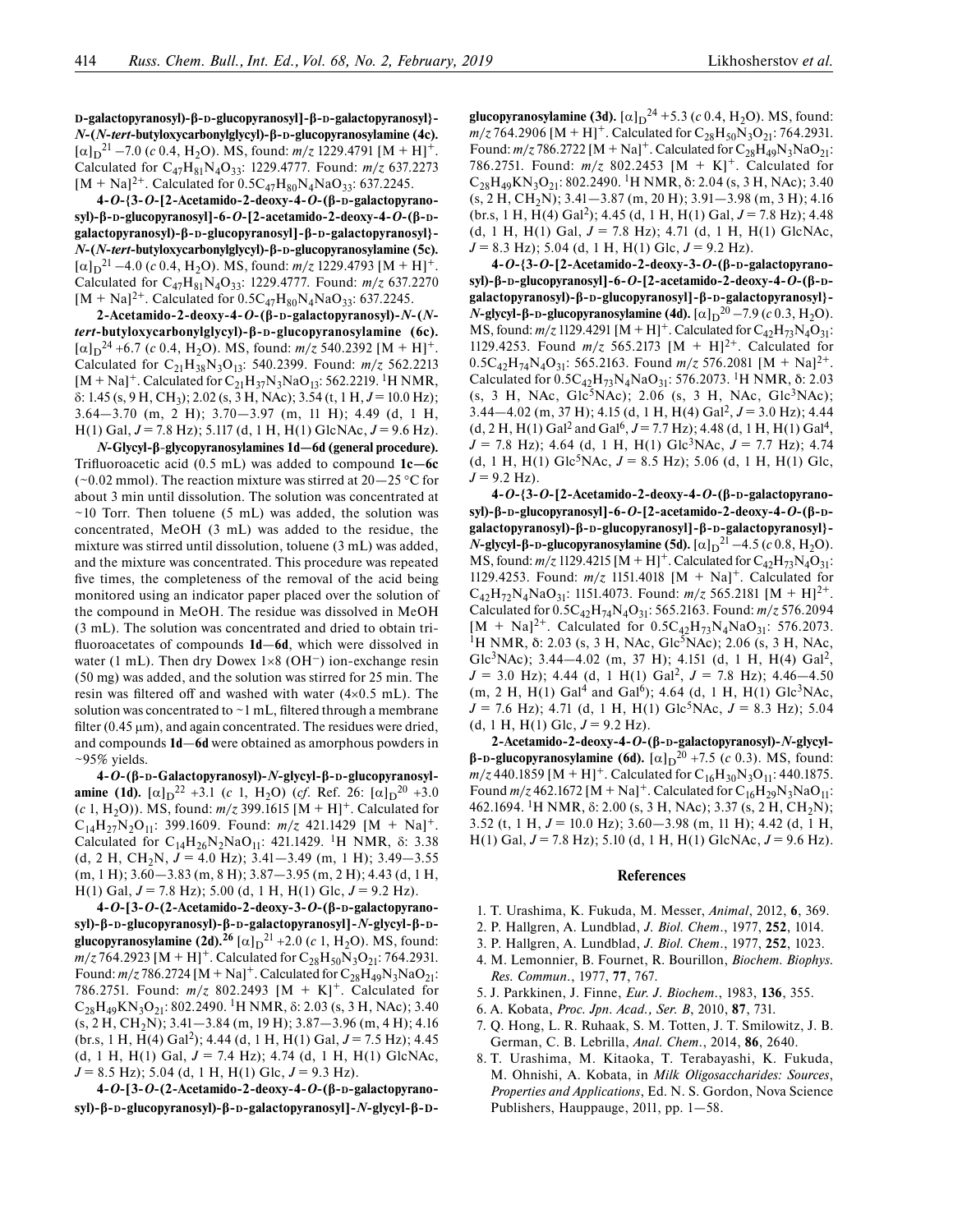D-galactopyranosyl)-β-D-glucopyranosyl]-β-D-galactopyranosyl}-*N*-(*N-tert*-butyloxycarbonylglycyl)-β-D-glucopyranosylamine (4c).** $[\alpha]_D^{21}$ −7.0 (*c* 0.4, $H_2O$). MS, found: *m/z* 1229.4791 $[M + H]^+$. Calculated for $C_{47}H_{81}N_4O_{33}$: 1229.4777. Found: *m/z* 637.2273 $[M + Na]^{2+}$. Calculated for $0.5C_{47}H_{80}N_4NaO_{33}$: 637.2245.

**4-*O*-{3-*O*-[2-Acetamido-2-deoxy-4-*O*-(β-D-galactopyranosyl)-β-D-glucopyranosyl]-6-*O*-[2-acetamido-2-deoxy-4-*O*-(β-D-galactopyranosyl)-β-D-glucopyranosyl]-β-D-galactopyranosyl}-*N*-(*N-tert*-butyloxycarbonylglycyl)-β-D-glucopyranosylamine (5c).** $[\alpha]_D^{21}$ −4.0 (*c* 0.4, $H_2O$). MS, found: *m/z* 1229.4793 $[M + H]^+$. Calculated for $C_{47}H_{81}N_4O_{33}$: 1229.4777. Found: *m/z* 637.2270 $[M + Na]^{2+}$. Calculated for $0.5C_{47}H_{80}N_4NaO_{33}$: 637.2245.

**2-Acetamido-2-deoxy-4-*O*-(β-D-galactopyranosyl)-*N*-(*N-tert*-butyloxycarbonylglycyl)-β-D-glucopyranosylamine (6c).** $[\alpha]_D^{24}$ +6.7 (*c* 0.4, $H_2O$). MS, found: *m/z* 540.2392 $[M + H]^+$. Calculated for $C_{21}H_{38}N_3O_{13}$: 540.2399. Found: *m/z* 562.2213 $[M + Na]^+$. Calculated for $C_{21}H_{37}N_3NaO_{13}$: 562.2219. $^1$H NMR, δ: 1.45 (s, 9 H, $CH_3$); 2.02 (s, 3 H, NAc); 3.54 (t, 1 H, *J* = 10.0 Hz); 3.64—3.70 (m, 2 H); 3.70—3.97 (m, 11 H); 4.49 (d, 1 H, H(1) Gal, *J* = 7.8 Hz); 5.117 (d, 1 H, H(1) GlcNAc, *J* = 9.6 Hz).

***N*-Glycyl-β-glycopyranosylamines 1d—6d (general procedure).** Trifluoroacetic acid (0.5 mL) was added to compound **1c—6c** (~0.02 mmol). The reaction mixture was stirred at 20—25 °C for about 3 min until dissolution. The solution was concentrated at ~10 Torr. Then toluene (5 mL) was added, the solution was concentrated, MeOH (3 mL) was added to the residue, the mixture was stirred until dissolution, toluene (3 mL) was added, and the mixture was concentrated. This procedure was repeated five times, the completeness of the removal of the acid being monitored using an indicator paper placed over the solution of the compound in MeOH. The residue was dissolved in MeOH (3 mL). The solution was concentrated and dried to obtain trifluoroacetates of compounds **1d—6d**, which were dissolved in water (1 mL). Then dry Dowex 1×8 ($OH^-$) ion-exchange resin (50 mg) was added, and the solution was stirred for 25 min. The resin was filtered off and washed with water (4×0.5 mL). The solution was concentrated to ~1 mL, filtered through a membrane filter (0.45 μm), and again concentrated. The residues were dried, and compounds **1d—6d** were obtained as amorphous powders in ~95% yields.

**4-*O*-(β-D-Galactopyranosyl)-*N*-glycyl-β-D-glucopyranosylamine (1d).** $[\alpha]_D^{22}$ +3.1 (*c* 1, $H_2O$) (*cf*. Ref. 26: $[\alpha]_D^{20}$ +3.0 (*c* 1, $H_2O$)). MS, found: *m/z* 399.1615 $[M + H]^+$. Calculated for $C_{14}H_{27}N_2O_{11}$: 399.1609. Found: *m/z* 421.1429 $[M + Na]^+$. Calculated for $C_{14}H_{26}N_2NaO_{11}$: 421.1429. $^1$H NMR, δ: 3.38 (d, 2 H, $CH_2N$, *J* = 4.0 Hz); 3.41—3.49 (m, 1 H); 3.49—3.55 (m, 1 H); 3.60—3.83 (m, 8 H); 3.87—3.95 (m, 2 H); 4.43 (d, 1 H, H(1) Gal, *J* = 7.8 Hz); 5.00 (d, 1 H, H(1) Glc, *J* = 9.2 Hz).

**4-*O*-[3-*O*-(2-Acetamido-2-deoxy-3-*O*-(β-D-galactopyranosyl)-β-D-glucopyranosyl)-β-D-galactopyranosyl]-*N*-glycyl-β-D-glucopyranosylamine (2d).**[26] $[\alpha]_D^{21}$ +2.0 (*c* 1, $H_2O$). MS, found: *m/z* 764.2923 $[M + H]^+$. Calculated for $C_{28}H_{50}N_3O_{21}$: 764.2931. Found: *m/z* 786.2724 $[M + Na]^+$. Calculated for $C_{28}H_{49}N_3NaO_{21}$: 786.2751. Found: *m/z* 802.2493 $[M + K]^+$. Calculated for $C_{28}H_{49}KN_3O_{21}$: 802.2490. $^1$H NMR, δ: 2.03 (s, 3 H, NAc); 3.40 (s, 2 H, $CH_2N$); 3.41—3.84 (m, 19 H); 3.87—3.96 (m, 4 H); 4.16 (br.s, 1 H, H(4) Gal$^2$); 4.44 (d, 1 H, H(1) Gal, *J* = 7.5 Hz); 4.45 (d, 1 H, H(1) Gal, *J* = 7.4 Hz); 4.74 (d, 1 H, H(1) GlcNAc, *J* = 8.5 Hz); 5.04 (d, 1 H, H(1) Glc, *J* = 9.3 Hz).

**4-*O*-[3-*O*-(2-Acetamido-2-deoxy-4-*O*-(β-D-galactopyranosyl)-β-D-glucopyranosyl)-β-D-galactopyranosyl]-*N*-glycyl-β-D-glucopyranosylamine (3d).** $[\alpha]_D^{24}$ +5.3 (*c* 0.4, $H_2O$). MS, found: *m/z* 764.2906 $[M + H]^+$. Calculated for $C_{28}H_{50}N_3O_{21}$: 764.2931. Found: *m/z* 786.2722 $[M + Na]^+$. Calculated for $C_{28}H_{49}N_3NaO_{21}$: 786.2453 $[M + K]^+$. Calculated for $C_{28}H_{49}KN_3O_{21}$: 802.2490. $^1$H NMR, δ: 2.04 (s, 3 H, NAc); 3.40 (s, 2 H, $CH_2N$); 3.41—3.87 (m, 20 H); 3.91—3.98 (m, 3 H); 4.16 (br.s, 1 H, H(4) Gal$^2$); 4.45 (d, 1 H, H(1) Gal, *J* = 7.8 Hz); 4.48 (d, 1 H, H(1) Gal, *J* = 7.8 Hz); 4.71 (d, 1 H, H(1) GlcNAc, *J* = 8.3 Hz); 5.04 (d, 1 H, H(1) Glc, *J* = 9.2 Hz).

**4-*O*-{3-*O*-[2-Acetamido-2-deoxy-3-*O*-(β-D-galactopyranosyl)-β-D-glucopyranosyl]-6-*O*-[2-acetamido-2-deoxy-4-*O*-(β-D-galactopyranosyl)-β-D-glucopyranosyl]-β-D-galactopyranosyl}-*N*-glycyl-β-D-glucopyranosylamine (4d).** $[\alpha]_D^{20}$ −7.9 (*c* 0.3, $H_2O$). MS, found: *m/z* 1129.4291 $[M + H]^+$. Calculated for $C_{42}H_{73}N_4O_{31}$: 1129.4253. Found *m/z* 565.2173 $[M + H]^{2+}$. Calculated for $0.5C_{42}H_{74}N_4O_{31}$: 565.2163. Found *m/z* 576.2081 $[M + Na]^{2+}$. Calculated for $0.5C_{42}H_{73}N_4NaO_{31}$: 576.2073. $^1$H NMR, δ: 2.03 (s, 3 H, NAc, Glc$^5$NAc); 2.06 (s, 3 H, NAc, Glc$^3$NAc); 3.44—4.02 (m, 37 H); 4.15 (d, 1 H, H(4) Gal$^2$, *J* = 3.0 Hz); 4.44 (d, 2 H, H(1) Gal$^2$ and Gal$^6$, *J* = 7.7 Hz); 4.48 (d, 1 H, H(1) Gal$^4$, *J* = 7.8 Hz); 4.64 (d, 1 H, H(1) Glc$^3$NAc, *J* = 7.7 Hz); 4.74 (d, 1 H, H(1) Glc$^5$NAc, *J* = 8.5 Hz); 5.06 (d, 1 H, H(1) Glc, *J* = 9.2 Hz).

**4-*O*-{3-*O*-[2-Acetamido-2-deoxy-4-*O*-(β-D-galactopyranosyl)-β-D-glucopyranosyl]-6-*O*-[2-acetamido-2-deoxy-4-*O*-(β-D-galactopyranosyl)-β-D-glucopyranosyl]-β-D-galactopyranosyl}-*N*-glycyl-β-D-glucopyranosylamine (5d).** $[\alpha]_D^{21}$ −4.5 (*c* 0.8, $H_2O$). MS, found: *m/z* 1129.4215 $[M + H]^+$. Calculated for $C_{42}H_{73}N_4O_{31}$: 1129.4253. Found: *m/z* 1151.4018 $[M + Na]^+$. Calculated for $C_{42}H_{72}N_4NaO_{31}$: 1151.4073. Found: *m/z* 565.2181 $[M + H]^{2+}$. Calculated for $0.5C_{42}H_{74}N_4O_{31}$: 565.2163. Found: *m/z* 576.2094 $[M + Na]^{2+}$. Calculated for $0.5C_{42}H_{73}N_4NaO_{31}$: 576.2073. $^1$H NMR, δ: 2.03 (s, 3 H, NAc, Glc$^5$NAc); 2.06 (s, 3 H, NAc, Glc$^3$NAc); 3.44—4.02 (m, 37 H); 4.151 (d, 1 H, H(4) Gal$^2$, *J* = 3.0 Hz); 4.44 (d, 1 H(1) Gal$^2$, *J* = 7.8 Hz); 4.46—4.50 (m, 2 H, H(1) Gal$^4$ and Gal$^6$); 4.64 (d, 1 H, H(1) Glc$^3$NAc, *J* = 7.6 Hz); 4.71 (d, 1 H, H(1) Glc$^5$NAc, *J* = 8.3 Hz); 5.04 (d, 1 H, H(1) Glc, *J* = 9.2 Hz).

**2-Acetamido-2-deoxy-4-*O*-(β-D-galactopyranosyl)-*N*-glycyl-β-D-glucopyranosylamine (6d).** $[\alpha]_D^{20}$ +7.5 (*c* 0.3). MS, found: *m/z* 440.1859 $[M + H]^+$. Calculated for $C_{16}H_{30}N_3O_{11}$: 440.1875. Found *m/z* 462.1672 $[M + Na]^+$. Calculated for $C_{16}H_{29}N_3NaO_{11}$: 462.1694. $^1$H NMR, δ: 2.00 (s, 3 H, NAc); 3.37 (s, 2 H, $CH_2N$); 3.52 (t, 1 H, *J* = 10.0 Hz); 3.60—3.98 (m, 11 H); 4.42 (d, 1 H, H(1) Gal, *J* = 7.8 Hz); 5.10 (d, 1 H, H(1) GlcNAc, *J* = 9.6 Hz).

## References

1. T. Urashima, K. Fukuda, M. Messer, *Animal*, 2012, **6**, 369.
2. P. Hallgren, A. Lundblad, *J. Biol. Chem.*, 1977, **252**, 1014.
3. P. Hallgren, A. Lundblad, *J. Biol. Chem.*, 1977, **252**, 1023.
4. M. Lemonnier, B. Fournet, R. Bourillon, *Biochem. Biophys. Res. Commun.*, 1977, **77**, 767.
5. J. Parkkinen, J. Finne, *Eur. J. Biochem.*, 1983, **136**, 355.
6. A. Kobata, *Proc. Jpn. Acad., Ser. B*, 2010, **87**, 731.
7. Q. Hong, L. R. Ruhaak, S. M. Totten, J. T. Smilowitz, J. B. German, C. B. Lebrilla, *Anal. Chem.*, 2014, **86**, 2640.
8. T. Urashima, M. Kitaoka, T. Terabayashi, K. Fukuda, M. Ohnishi, A. Kobata, in *Milk Oligosaccharides: Sources, Properties and Applications*, Ed. N. S. Gordon, Nova Science Publishers, Hauppauge, 2011, pp. 1—58.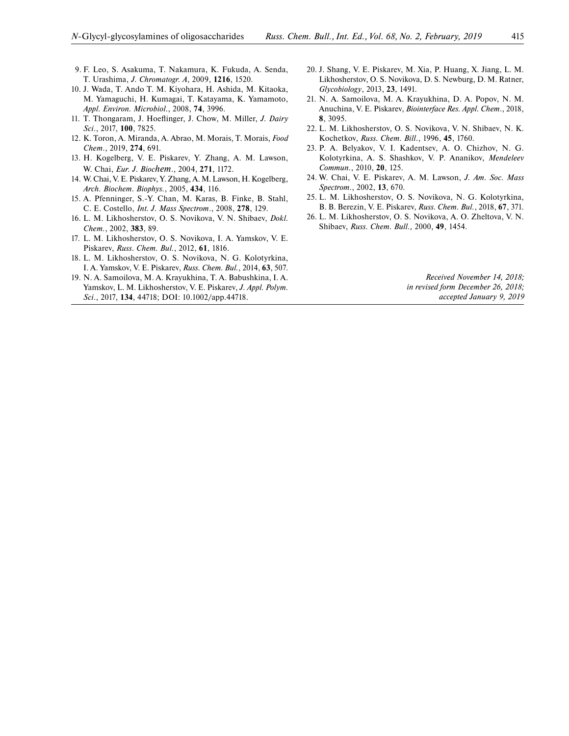9. F. Leo, S. Asakuma, T. Nakamura, K. Fukuda, A. Senda, T. Urashima, *J. Chromatogr. A*, 2009, **1216**, 1520.
10. J. Wada, T. Ando T. M. Kiyohara, H. Ashida, M. Kitaoka, M. Yamaguchi, H. Kumagai, T. Katayama, K. Yamamoto, *Appl. Environ. Microbiol.*, 2008, **74**, 3996.
11. T. Thongaram, J. Hoeflinger, J. Chow, M. Miller, *J. Dairy Sci.*, 2017, **100**, 7825.
12. K. Toron, A. Miranda, A. Abrao, M. Morais, T. Morais, *Food Chem.*, 2019, **274**, 691.
13. H. Kogelberg, V. E. Piskarev, Y. Zhang, A. M. Lawson, W. Chai, *Eur. J. Biochem.*, 2004, **271**, 1172.
14. W. Chai, V. E. Piskarev, Y. Zhang, A. M. Lawson, H. Kogelberg, *Arch. Biochem. Biophys.*, 2005, **434**, 116.
15. A. Pfenninger, S.-Y. Chan, M. Karas, B. Finke, B. Stahl, C. E. Costello, *Int. J. Mass Spectrom.*, 2008, **278**, 129.
16. L. M. Likhosherstov, O. S. Novikova, V. N. Shibaev, *Dokl. Chem.*, 2002, **383**, 89.
17. L. M. Likhosherstov, O. S. Novikova, I. A. Yamskov, V. E. Piskarev, *Russ. Chem. Bul.*, 2012, **61**, 1816.
18. L. M. Likhosherstov, O. S. Novikova, N. G. Kolotyrkina, I. A. Yamskov, V. E. Piskarev, *Russ. Chem. Bul.*, 2014, **63**, 507.
19. N. A. Samoilova, M. A. Krayukhina, T. A. Babushkina, I. A. Yamskov, L. M. Likhosherstov, V. E. Piskarev, *J. Appl. Polym. Sci.*, 2017, **134**, 44718; DOI: 10.1002/app.44718.
20. J. Shang, V. E. Piskarev, M. Xia, P. Huang, X. Jiang, L. M. Likhosherstov, O. S. Novikova, D. S. Newburg, D. M. Ratner, *Glycobiology*, 2013, **23**, 1491.
21. N. A. Samoilova, M. A. Krayukhina, D. A. Popov, N. M. Anuchina, V. E. Piskarev, *Biointerface Res. Appl. Chem.*, 2018, **8**, 3095.
22. L. M. Likhosherstov, O. S. Novikova, V. N. Shibaev, N. K. Kochetkov, *Russ. Chem. Bill.*, 1996, **45**, 1760.
23. P. A. Belyakov, V. I. Kadentsev, A. O. Chizhov, N. G. Kolotyrkina, A. S. Shashkov, V. P. Ananikov, *Mendeleev Commun.*, 2010, **20**, 125.
24. W. Chai, V. E. Piskarev, A. M. Lawson, *J. Am. Soc. Mass Spectrom.*, 2002, **13**, 670.
25. L. M. Likhosherstov, O. S. Novikova, N. G. Kolotyrkina, B. B. Berezin, V. E. Piskarev, *Russ. Chem. Bul.*, 2018, **67**, 371.
26. L. M. Likhosherstov, O. S. Novikova, A. O. Zheltova, V. N. Shibaev, *Russ. Chem. Bull.,* 2000, **49**, 1454.

*Received November 14, 2018;*
*in revised form December 26, 2018;*
*accepted January 9, 2019*